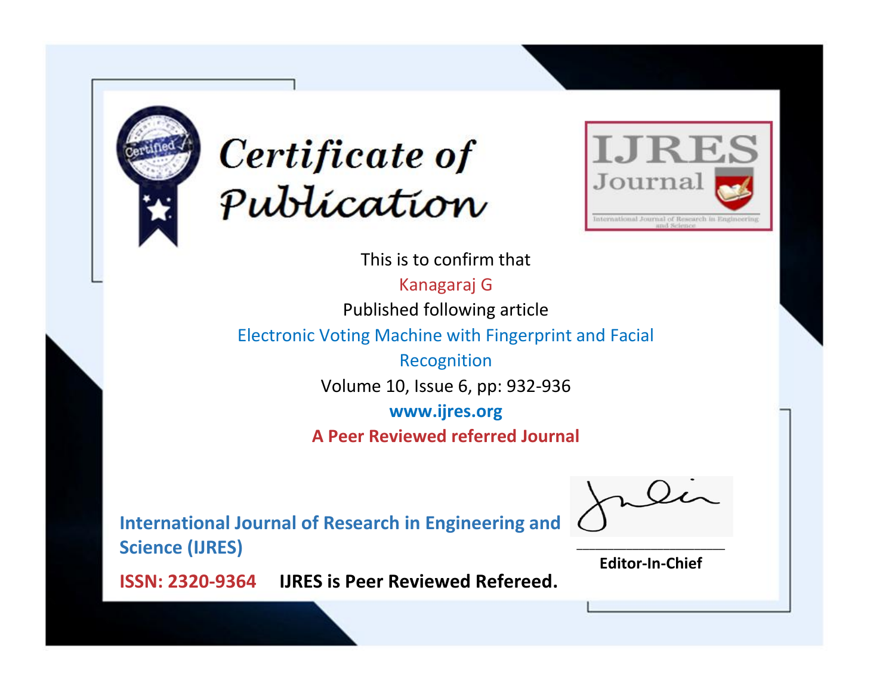# Certificate of Publication

IJRES Journal

International Journal of Research in Engineering and Science

This is to confirm that

Kanagaraj G

Published following article

Electronic Voting Machine with Fingerprint and Facial Recognition

Volume 10, Issue 6, pp: 932-936

**www.ijres.org**

**A Peer Reviewed referred Journal**

**International Journal of Research in Engineering and Science (IJRES)**

**ISSN: 2320-9364** **IJRES is Peer Reviewed Refereed.**

**Editor-In-Chief**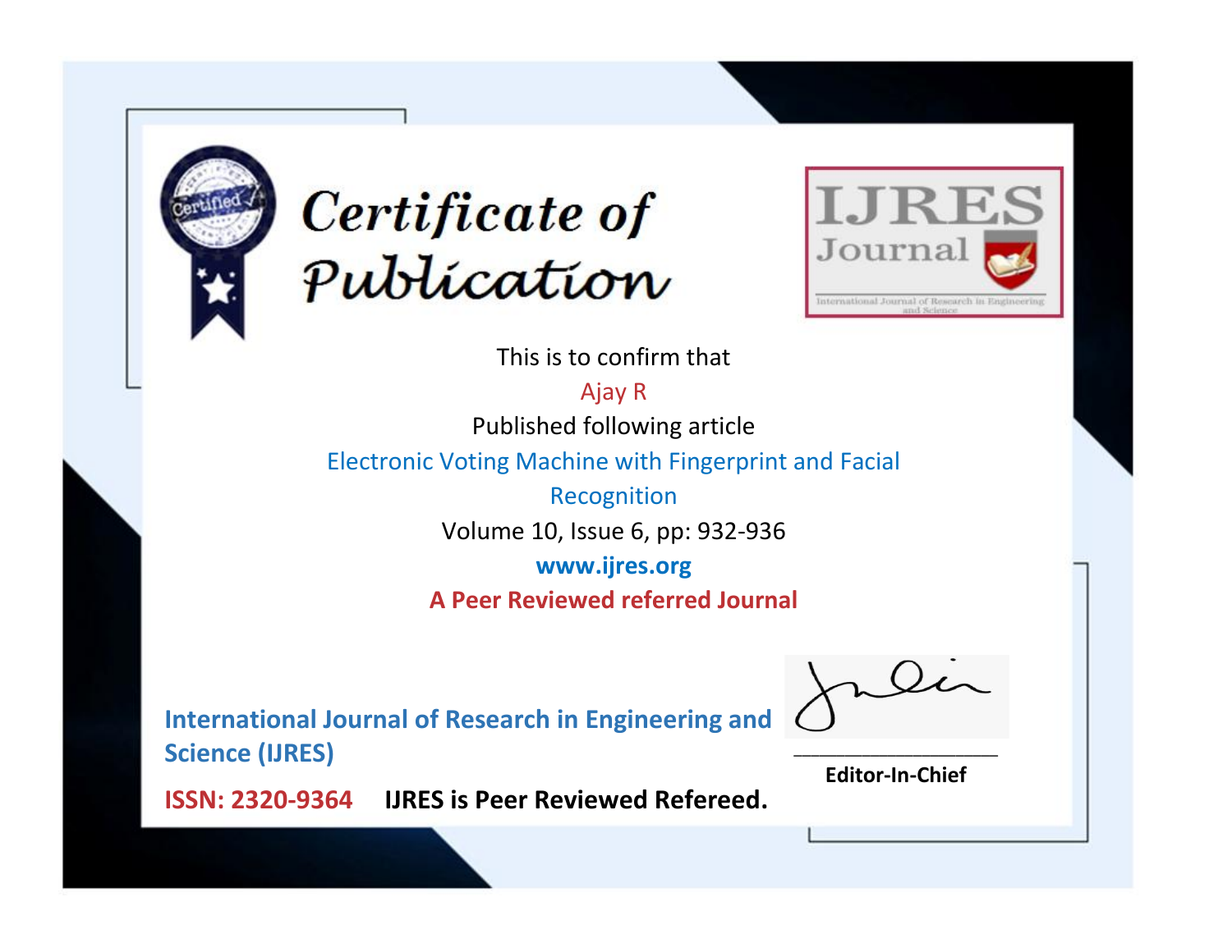# Certificate of Publication

**IJRES Journal**

International Journal of Research in Engineering and Science

This is to confirm that

Ajay R

Published following article

Electronic Voting Machine with Fingerprint and Facial Recognition

Volume 10, Issue 6, pp: 932-936

**www.ijres.org**

**A Peer Reviewed referred Journal**

**International Journal of Research in Engineering and Science (IJRES)**

**ISSN: 2320-9364** **IJRES is Peer Reviewed Refereed.**

**Editor-In-Chief**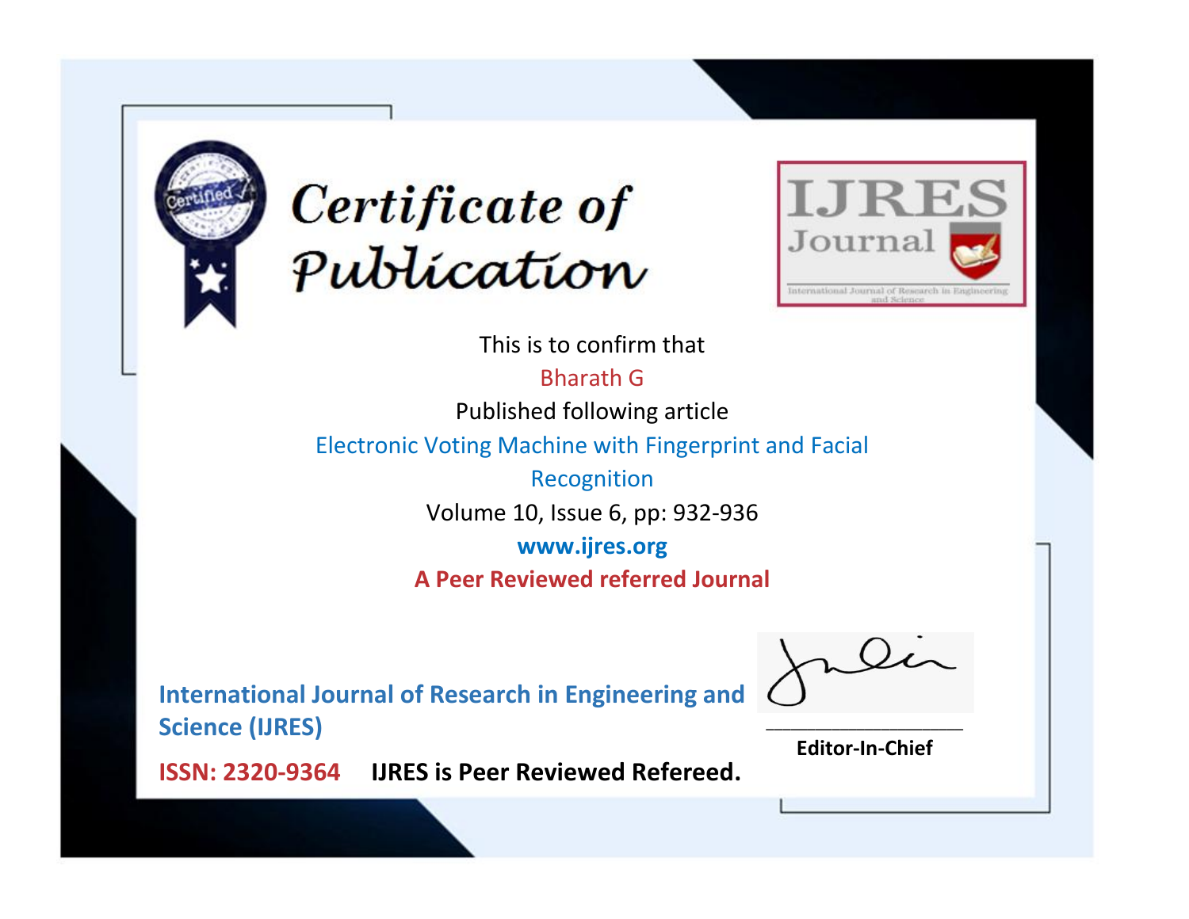# Certificate of Publication

IJRES Journal

International Journal of Research in Engineering and Science

This is to confirm that

Bharath G

Published following article

Electronic Voting Machine with Fingerprint and Facial Recognition

Volume 10, Issue 6, pp: 932-936

www.ijres.org

**A Peer Reviewed referred Journal**

**International Journal of Research in Engineering and Science (IJRES)**

**ISSN: 2320-9364** **IJRES is Peer Reviewed Refereed.**

**Editor-In-Chief**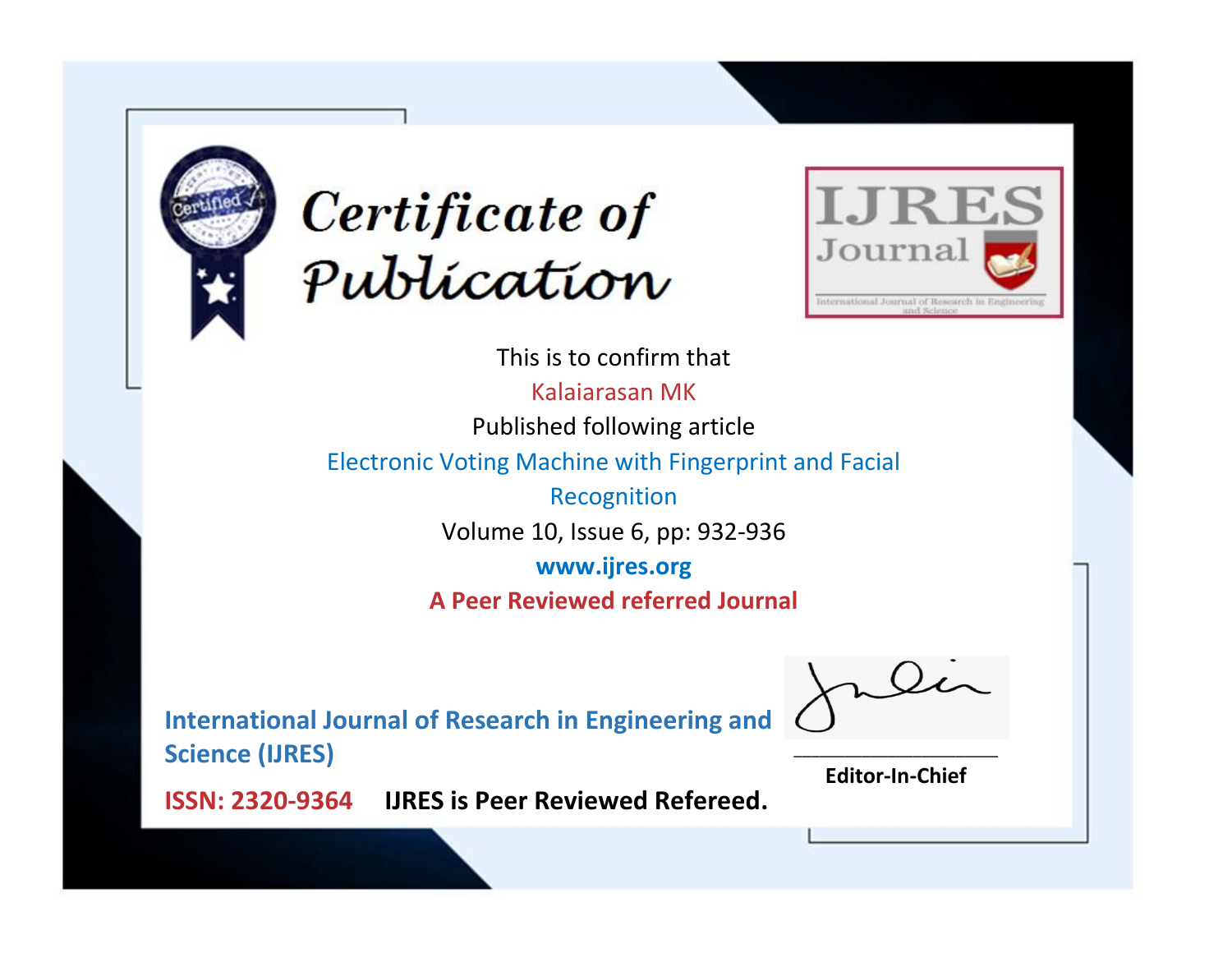# Certificate of Publication

**IJRES Journal**

International Journal of Research in Engineering and Science

This is to confirm that

Kalaiarasan MK

Published following article

Electronic Voting Machine with Fingerprint and Facial Recognition

Volume 10, Issue 6, pp: 932-936

**www.ijres.org**

**A Peer Reviewed referred Journal**

**International Journal of Research in Engineering and Science (IJRES)**

**ISSN: 2320-9364** **IJRES is Peer Reviewed Refereed.**

**Editor-In-Chief**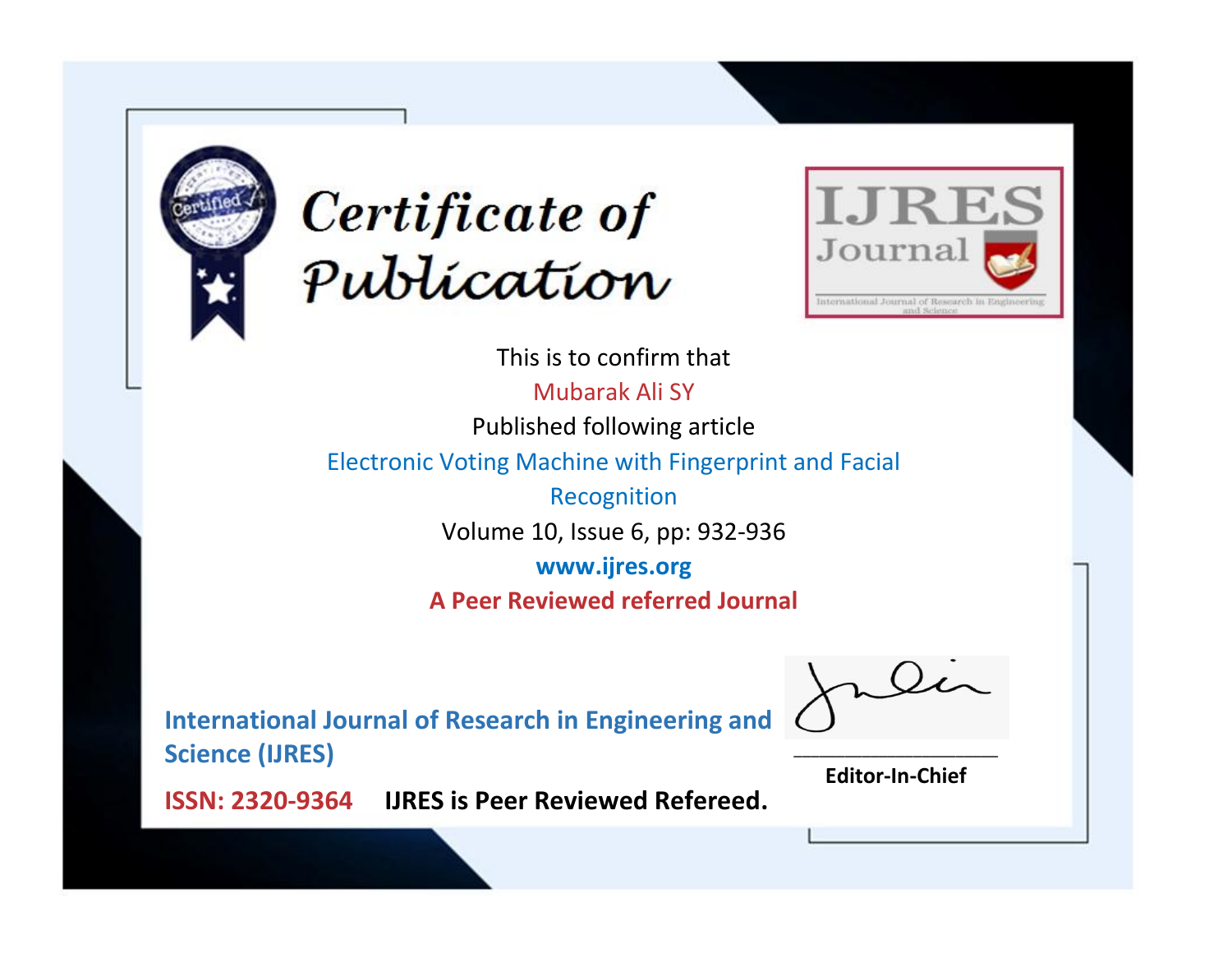# Certificate of Publication

IJRES Journal

International Journal of Research in Engineering and Science

This is to confirm that

Mubarak Ali SY

Published following article

Electronic Voting Machine with Fingerprint and Facial Recognition

Volume 10, Issue 6, pp: 932-936

**www.ijres.org**

**A Peer Reviewed referred Journal**

**International Journal of Research in Engineering and Science (IJRES)**

**ISSN: 2320-9364** **IJRES is Peer Reviewed Refereed.**

**Editor-In-Chief**